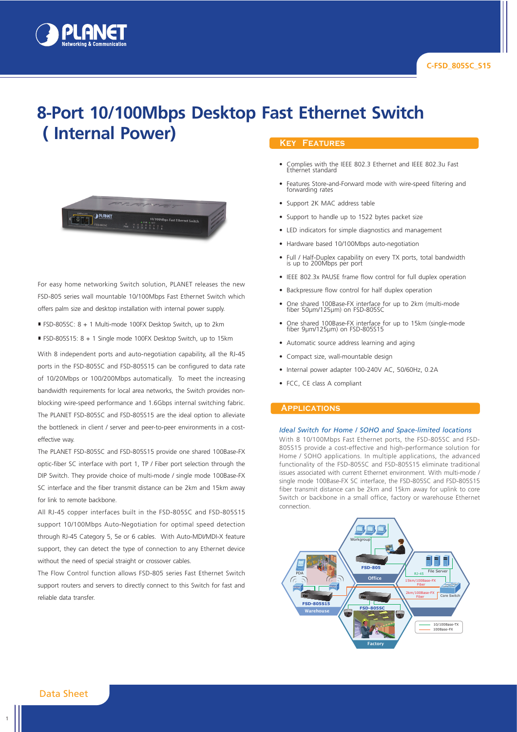# 8-Port 10/100Mbps Desktop Fast Ethernet Switch ( Internal Power)

For easy home networking Switch solution, PLANET releases the new FSD-805 series wall mountable 10/100Mbps Fast Ethernet Switch which offers palm size and desktop installation with internal power supply.

- FSD-805SC: 8 + 1 Multi-mode 100FX Desktop Switch, up to 2km
- FSD-805S15: 8 + 1 Single mode 100FX Desktop Switch, up to 15km

With 8 independent ports and auto-negotiation capability, all the RJ-45 ports in the FSD-805SC and FSD-805S15 can be configured to data rate of 10/20Mbps or 100/200Mbps automatically. To meet the increasing bandwidth requirements for local area networks, the Switch provides non-blocking wire-speed performance and 1.6Gbps internal switching fabric. The PLANET FSD-805SC and FSD-805S15 are the ideal option to alleviate the bottleneck in client / server and peer-to-peer environments in a cost-effective way.

The PLANET FSD-805SC and FSD-805S15 provide one shared 100Base-FX optic-fiber SC interface with port 1, TP / Fiber port selection through the DIP Switch. They provide choice of multi-mode / single mode 100Base-FX SC interface and the fiber transmit distance can be 2km and 15km away for link to remote backbone.

All RJ-45 copper interfaces built in the FSD-805SC and FSD-805S15 support 10/100Mbps Auto-Negotiation for optimal speed detection through RJ-45 Category 5, 5e or 6 cables. With Auto-MDI/MDI-X feature support, they can detect the type of connection to any Ethernet device without the need of special straight or crossover cables.

The Flow Control function allows FSD-805 series Fast Ethernet Switch support routers and servers to directly connect to this Switch for fast and reliable data transfer.

## Key Features

- Complies with the IEEE 802.3 Ethernet and IEEE 802.3u Fast Ethernet standard
- Features Store-and-Forward mode with wire-speed filtering and forwarding rates
- Support 2K MAC address table
- Support to handle up to 1522 bytes packet size
- LED indicators for simple diagnostics and management
- Hardware based 10/100Mbps auto-negotiation
- Full / Half-Duplex capability on every TX ports, total bandwidth is up to 200Mbps per port
- IEEE 802.3x PAUSE frame flow control for full duplex operation
- Backpressure flow control for half duplex operation
- One shared 100Base-FX interface for up to 2km (multi-mode fiber 50μm/125μm) on FSD-805SC
- One shared 100Base-FX interface for up to 15km (single-mode fiber 9μm/125μm) on FSD-805S15
- Automatic source address learning and aging
- Compact size, wall-mountable design
- Internal power adapter 100-240V AC, 50/60Hz, 0.2A
- FCC, CE class A compliant

## Applications

*Ideal Switch for Home / SOHO and Space-limited locations*

With 8 10/100Mbps Fast Ethernet ports, the FSD-805SC and FSD-805S15 provide a cost-effective and high-performance solution for Home / SOHO applications. In multiple applications, the advanced functionality of the FSD-805SC and FSD-805S15 eliminate traditional issues associated with current Ethernet environment. With multi-mode / single mode 100Base-FX SC interface, the FSD-805SC and FSD-805S15 fiber transmit distance can be 2km and 15km away for uplink to core Switch or backbone in a small office, factory or warehouse Ethernet connection.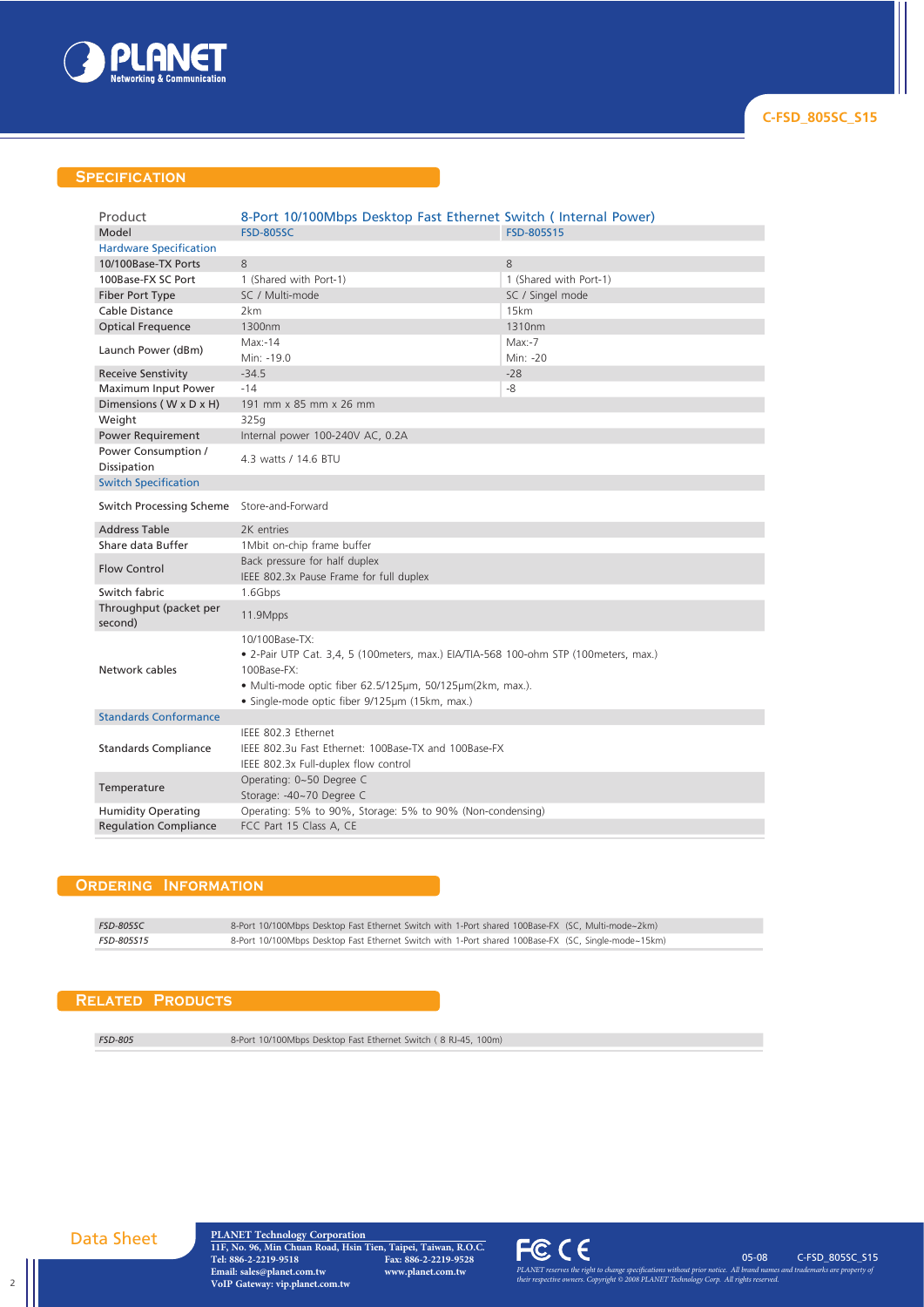## Specification

| Product | 8-Port 10/100Mbps Desktop Fast Ethernet Switch ( Internal Power) | |
|---|---|---|
| Model | FSD-805SC | FSD-805S15 |
| Hardware Specification | | |
| 10/100Base-TX Ports | 8 | 8 |
| 100Base-FX SC Port | 1 (Shared with Port-1) | 1 (Shared with Port-1) |
| Fiber Port Type | SC / Multi-mode | SC / Singel mode |
| Cable Distance | 2km | 15km |
| Optical Frequence | 1300nm | 1310nm |
| Launch Power (dBm) | Max:-14<br>Min: -19.0 | Max:-7<br>Min: -20 |
| Receive Senstivity | -34.5 | -28 |
| Maximum Input Power | -14 | -8 |
| Dimensions ( W x D x H) | 191 mm x 85 mm x 26 mm | |
| Weight | 325g | |
| Power Requirement | Internal power 100-240V AC, 0.2A | |
| Power Consumption / Dissipation | 4.3 watts / 14.6 BTU | |
| Switch Specification | | |
| Switch Processing Scheme | Store-and-Forward | |
| Address Table | 2K entries | |
| Share data Buffer | 1Mbit on-chip frame buffer | |
| Flow Control | Back pressure for half duplex<br>IEEE 802.3x Pause Frame for full duplex | |
| Switch fabric | 1.6Gbps | |
| Throughput (packet per second) | 11.9Mpps | |
| Network cables | 10/100Base-TX:<br>• 2-Pair UTP Cat. 3,4, 5 (100meters, max.) EIA/TIA-568 100-ohm STP (100meters, max.)<br>100Base-FX:<br>• Multi-mode optic fiber 62.5/125µm, 50/125µm(2km, max.).<br>• Single-mode optic fiber 9/125µm (15km, max.) | |
| Standards Conformance | | |
| Standards Compliance | IEEE 802.3 Ethernet<br>IEEE 802.3u Fast Ethernet: 100Base-TX and 100Base-FX<br>IEEE 802.3x Full-duplex flow control | |
| Temperature | Operating: 0~50 Degree C<br>Storage: -40~70 Degree C | |
| Humidity Operating | Operating: 5% to 90%, Storage: 5% to 90% (Non-condensing) | |
| Regulation Compliance | FCC Part 15 Class A, CE | |

## Ordering Information

| | |
|---|---|
| *FSD-805SC* | 8-Port 10/100Mbps Desktop Fast Ethernet Switch with 1-Port shared 100Base-FX (SC, Multi-mode~2km) |
| *FSD-805S15* | 8-Port 10/100Mbps Desktop Fast Ethernet Switch with 1-Port shared 100Base-FX (SC, Single-mode~15km) |

## Related Products

| | |
|---|---|
| *FSD-805* | 8-Port 10/100Mbps Desktop Fast Ethernet Switch ( 8 RJ-45, 100m) |

**PLANET Technology Corporation**
11F, No. 96, Min Chuan Road, Hsin Tien, Taipei, Taiwan, R.O.C.
Tel: 886-2-2219-9518 Fax: 886-2-2219-9528
Email: sales@planet.com.tw www.planet.com.tw
VoIP Gateway: vip.planet.com.tw

*PLANET reserves the right to change specifications without prior notice. All brand names and trademarks are property of their respective owners. Copyright © 2008 PLANET Technology Corp. All rights reserved.*